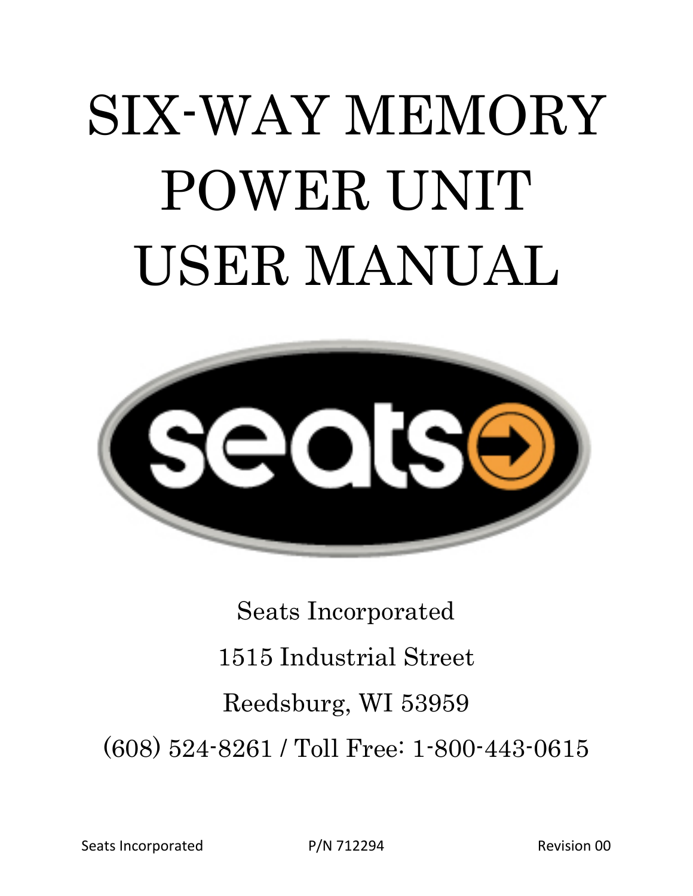# SIX-WAY MEMORY POWER UNIT USER MANUAL

Seats Incorporated

1515 Industrial Street

Reedsburg, WI 53959

(608) 524-8261 / Toll Free: 1-800-443-0615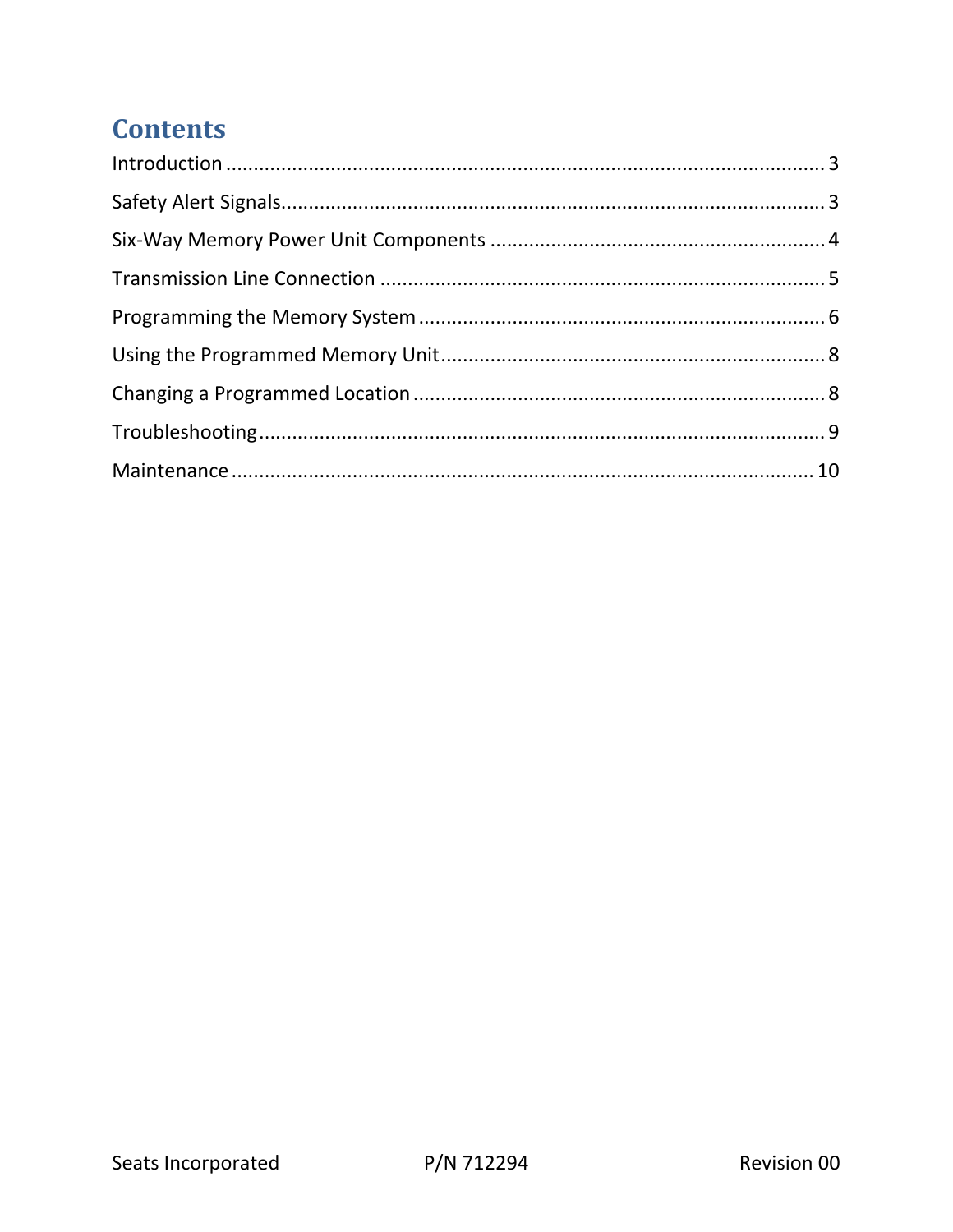# Contents

Introduction ........................................................................................................ 3

Safety Alert Signals................................................................................................ 3

Six-Way Memory Power Unit Components ........................................................ 4

Transmission Line Connection ............................................................................ 5

Programming the Memory System ...................................................................... 6

Using the Programmed Memory Unit.................................................................. 8

Changing a Programmed Location ...................................................................... 8

Troubleshooting .................................................................................................... 9

Maintenance ........................................................................................................ 10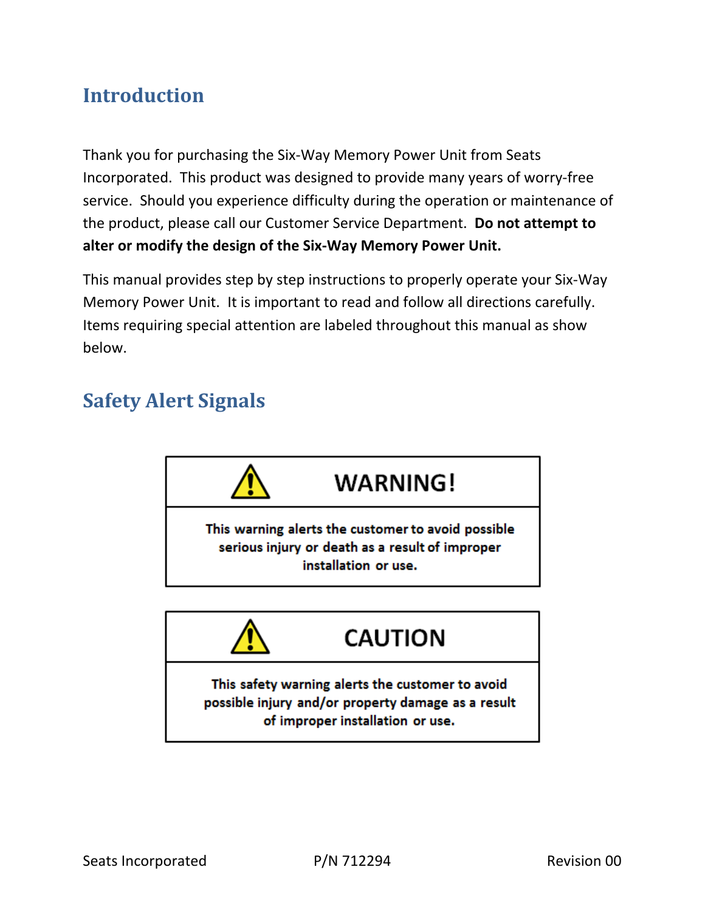## Introduction

Thank you for purchasing the Six-Way Memory Power Unit from Seats Incorporated. This product was designed to provide many years of worry-free service. Should you experience difficulty during the operation or maintenance of the product, please call our Customer Service Department. **Do not attempt to alter or modify the design of the Six-Way Memory Power Unit.**

This manual provides step by step instructions to properly operate your Six-Way Memory Power Unit. It is important to read and follow all directions carefully. Items requiring special attention are labeled throughout this manual as show below.

## Safety Alert Signals

| ⚠ WARNING! |
| --- |
| **This warning alerts the customer to avoid possible serious injury or death as a result of improper installation or use.** |

| ⚠ CAUTION |
| --- |
| **This safety warning alerts the customer to avoid possible injury and/or property damage as a result of improper installation or use.** |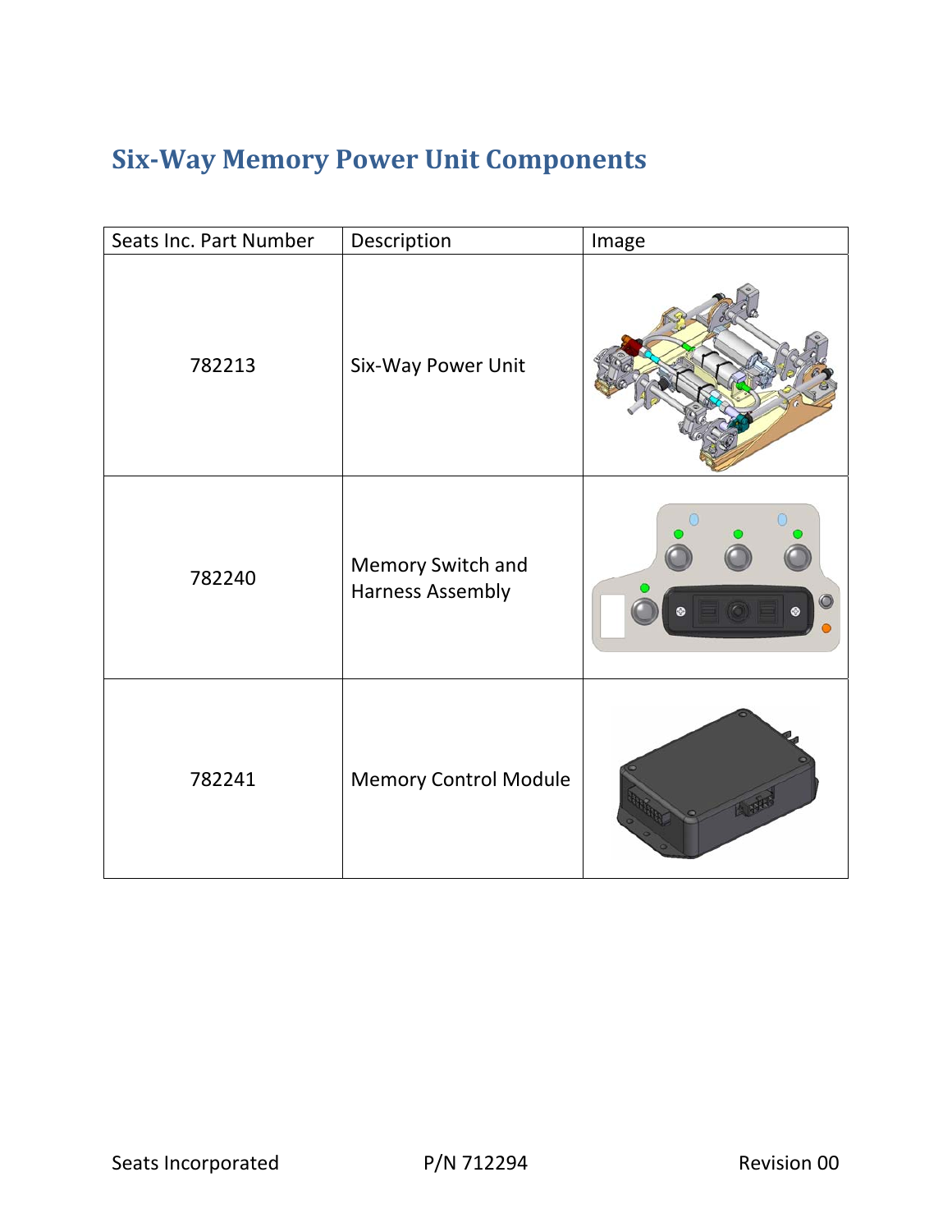## Six-Way Memory Power Unit Components

| Seats Inc. Part Number | Description | Image |
|---|---|---|
| 782213 | Six-Way Power Unit | |
| 782240 | Memory Switch and Harness Assembly | |
| 782241 | Memory Control Module | |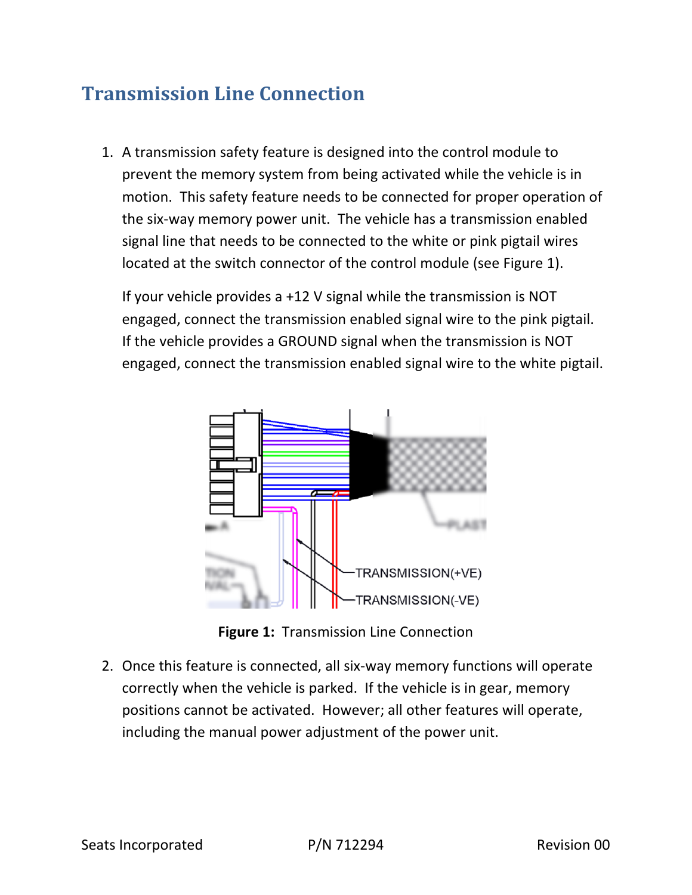## Transmission Line Connection

1. A transmission safety feature is designed into the control module to prevent the memory system from being activated while the vehicle is in motion. This safety feature needs to be connected for proper operation of the six-way memory power unit. The vehicle has a transmission enabled signal line that needs to be connected to the white or pink pigtail wires located at the switch connector of the control module (see Figure 1).

   If your vehicle provides a +12 V signal while the transmission is NOT engaged, connect the transmission enabled signal wire to the pink pigtail. If the vehicle provides a GROUND signal when the transmission is NOT engaged, connect the transmission enabled signal wire to the white pigtail.

**Figure 1:** Transmission Line Connection

2. Once this feature is connected, all six-way memory functions will operate correctly when the vehicle is parked. If the vehicle is in gear, memory positions cannot be activated. However; all other features will operate, including the manual power adjustment of the power unit.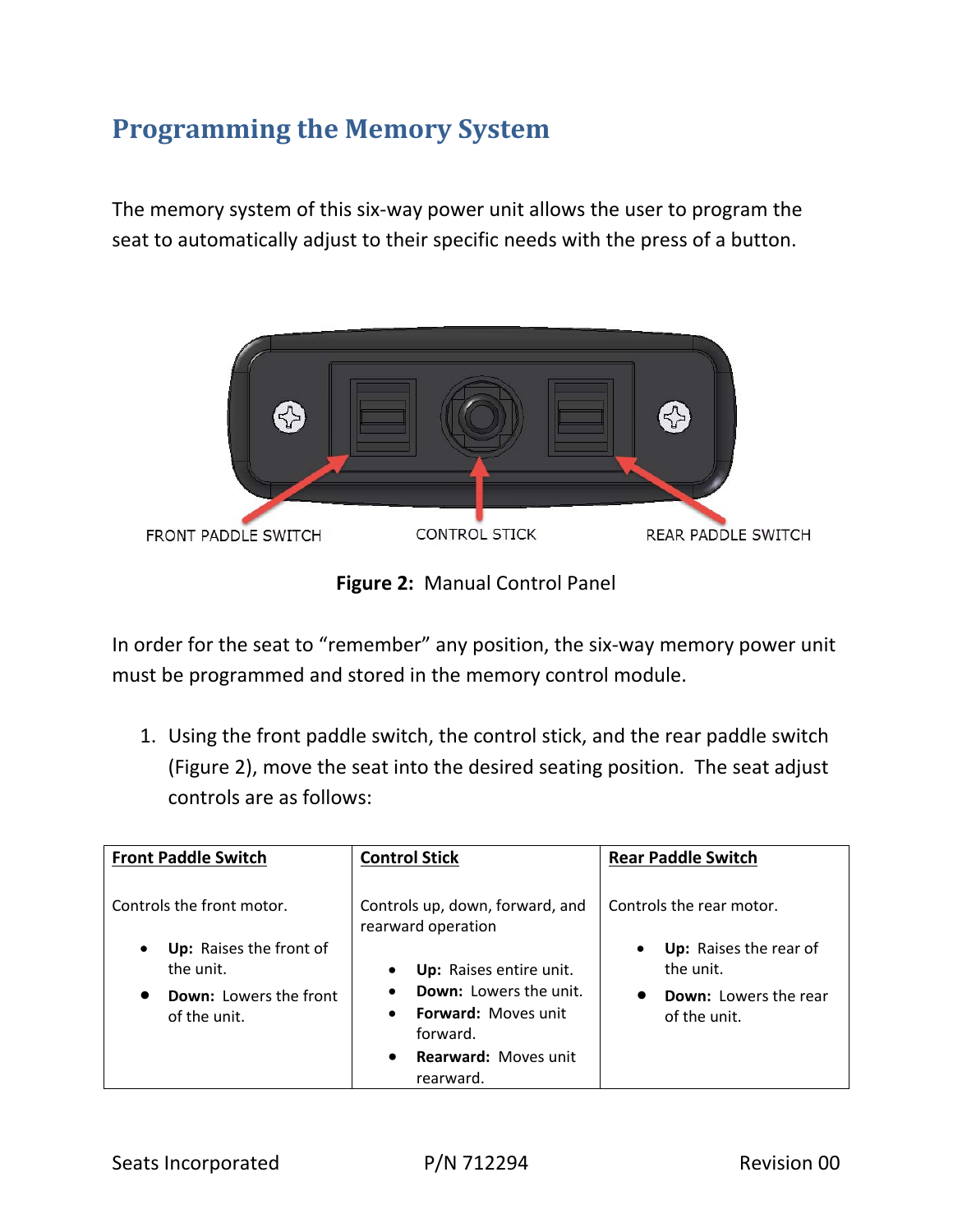## Programming the Memory System

The memory system of this six-way power unit allows the user to program the seat to automatically adjust to their specific needs with the press of a button.

FRONT PADDLE SWITCH　　CONTROL STICK　　REAR PADDLE SWITCH

**Figure 2:** Manual Control Panel

In order for the seat to "remember" any position, the six-way memory power unit must be programmed and stored in the memory control module.

1. Using the front paddle switch, the control stick, and the rear paddle switch (Figure 2), move the seat into the desired seating position. The seat adjust controls are as follows:

| **Front Paddle Switch** | **Control Stick** | **Rear Paddle Switch** |
|---|---|---|
| Controls the front motor.<br>• **Up:** Raises the front of the unit.<br>• **Down:** Lowers the front of the unit. | Controls up, down, forward, and rearward operation<br>• **Up:** Raises entire unit.<br>• **Down:** Lowers the unit.<br>• **Forward:** Moves unit forward.<br>• **Rearward:** Moves unit rearward. | Controls the rear motor.<br>• **Up:** Raises the rear of the unit.<br>• **Down:** Lowers the rear of the unit. |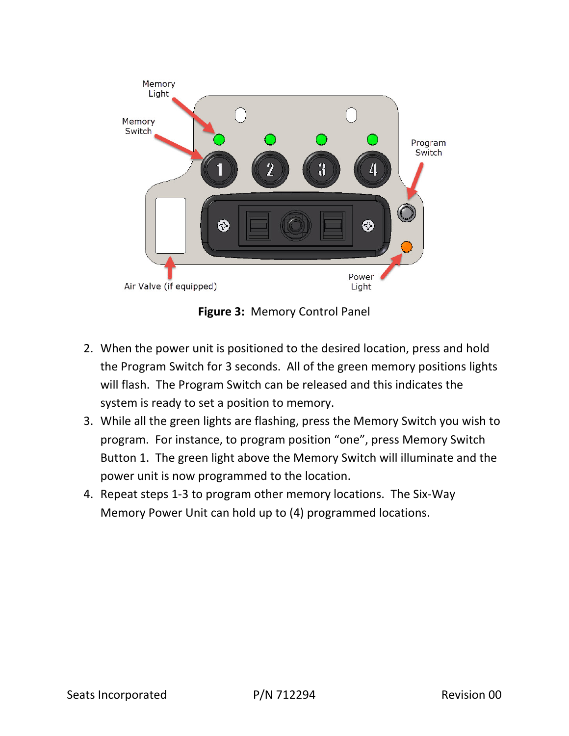**Figure 3:** Memory Control Panel

2. When the power unit is positioned to the desired location, press and hold the Program Switch for 3 seconds. All of the green memory positions lights will flash. The Program Switch can be released and this indicates the system is ready to set a position to memory.
3. While all the green lights are flashing, press the Memory Switch you wish to program. For instance, to program position “one”, press Memory Switch Button 1. The green light above the Memory Switch will illuminate and the power unit is now programmed to the location.
4. Repeat steps 1-3 to program other memory locations. The Six-Way Memory Power Unit can hold up to (4) programmed locations.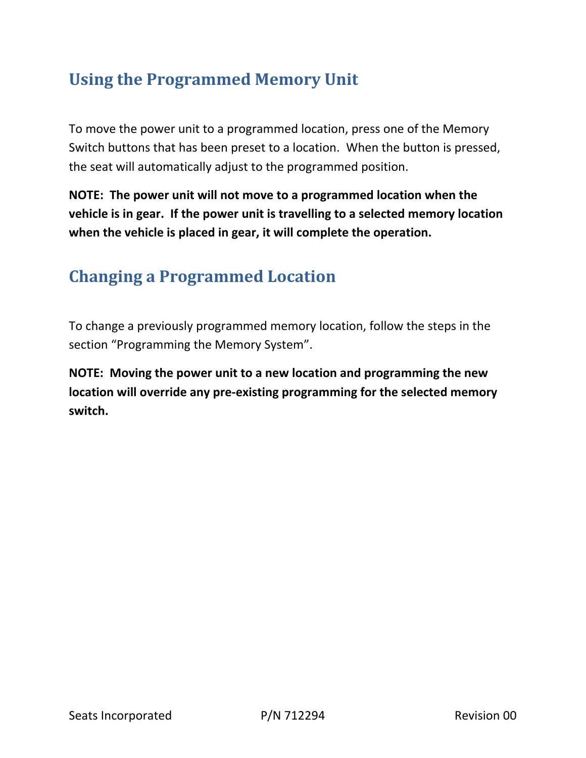## Using the Programmed Memory Unit

To move the power unit to a programmed location, press one of the Memory Switch buttons that has been preset to a location. When the button is pressed, the seat will automatically adjust to the programmed position.

**NOTE: The power unit will not move to a programmed location when the vehicle is in gear. If the power unit is travelling to a selected memory location when the vehicle is placed in gear, it will complete the operation.**

## Changing a Programmed Location

To change a previously programmed memory location, follow the steps in the section "Programming the Memory System".

**NOTE: Moving the power unit to a new location and programming the new location will override any pre-existing programming for the selected memory switch.**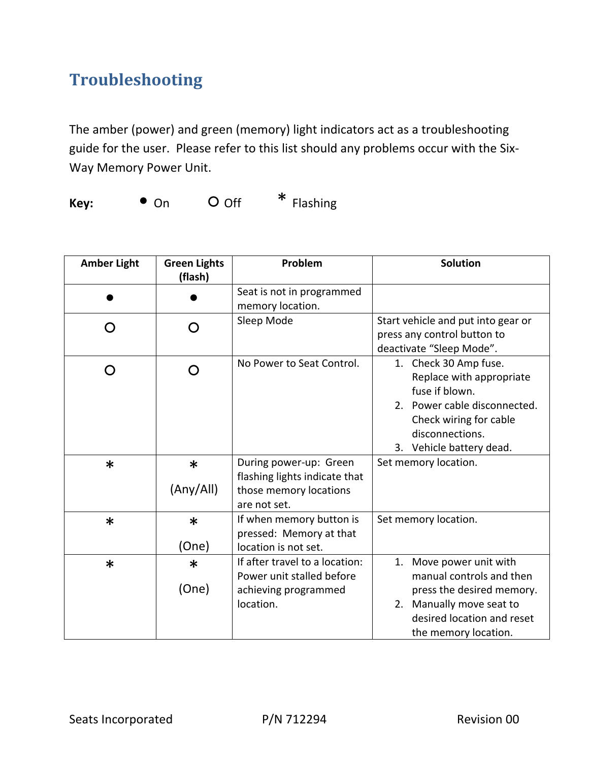## Troubleshooting

The amber (power) and green (memory) light indicators act as a troubleshooting guide for the user. Please refer to this list should any problems occur with the Six-Way Memory Power Unit.

**Key:** ● On  O Off  * Flashing

| Amber Light | Green Lights (flash) | Problem | Solution |
|---|---|---|---|
| ● | ● | Seat is not in programmed memory location. | |
| O | O | Sleep Mode | Start vehicle and put into gear or press any control button to deactivate "Sleep Mode". |
| O | O | No Power to Seat Control. | 1. Check 30 Amp fuse. Replace with appropriate fuse if blown.<br>2. Power cable disconnected. Check wiring for cable disconnections.<br>3. Vehicle battery dead. |
| * | * (Any/All) | During power-up: Green flashing lights indicate that those memory locations are not set. | Set memory location. |
| * | * (One) | If when memory button is pressed: Memory at that location is not set. | Set memory location. |
| * | * (One) | If after travel to a location: Power unit stalled before achieving programmed location. | 1. Move power unit with manual controls and then press the desired memory.<br>2. Manually move seat to desired location and reset the memory location. |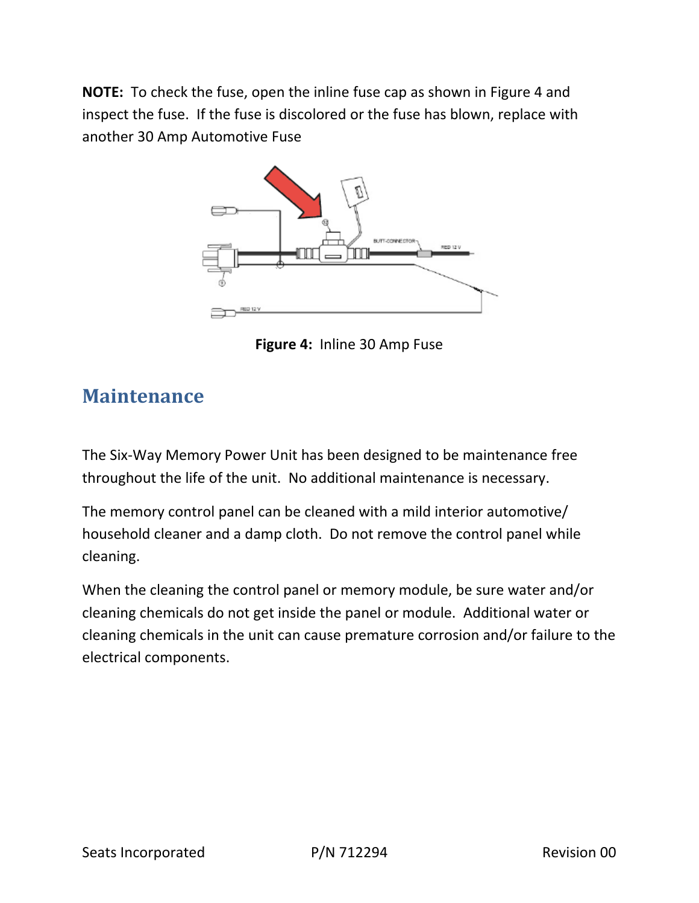**NOTE:** To check the fuse, open the inline fuse cap as shown in Figure 4 and inspect the fuse. If the fuse is discolored or the fuse has blown, replace with another 30 Amp Automotive Fuse

**Figure 4:** Inline 30 Amp Fuse

## Maintenance

The Six-Way Memory Power Unit has been designed to be maintenance free throughout the life of the unit. No additional maintenance is necessary.

The memory control panel can be cleaned with a mild interior automotive/ household cleaner and a damp cloth. Do not remove the control panel while cleaning.

When the cleaning the control panel or memory module, be sure water and/or cleaning chemicals do not get inside the panel or module. Additional water or cleaning chemicals in the unit can cause premature corrosion and/or failure to the electrical components.